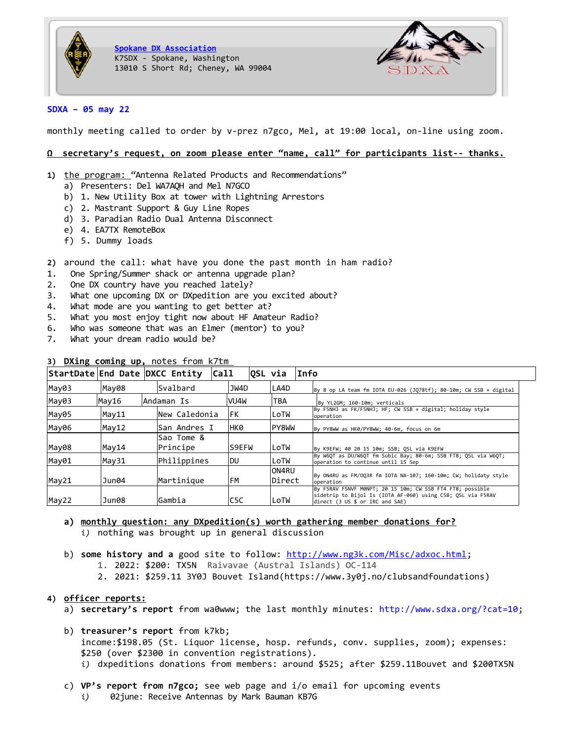**Spokane DX Association**
K7SDX - Spokane, Washington
13010 S Short Rd; Cheney, WA 99004

SDXA

**SDXA – 05 may 22**

monthly meeting called to order by v-prez n7gco, Mel, at 19:00 local, on-line using zoom.

**Ω secretary's request, on zoom please enter "name, call" for participants list-- thanks.**

1) the program: "Antenna Related Products and Recommendations"
   a) Presenters: Del WA7AQH and Mel N7GCO
   b) 1. New Utility Box at tower with Lightning Arrestors
   c) 2. Mastrant Support & Guy Line Ropes
   d) 3. Paradian Radio Dual Antenna Disconnect
   e) 4. EA7TX RemoteBox
   f) 5. Dummy loads

2) around the call: what have you done the past month in ham radio?
1. One Spring/Summer shack or antenna upgrade plan?
2. One DX country have you reached lately?
3. What one upcoming DX or DXpedition are you excited about?
4. What mode are you wanting to get better at?
5. What you most enjoy tight now about HF Amateur Radio?
6. Who was someone that was an Elmer (mentor) to you?
7. What your dream radio would be?

3) **DXing coming up,** notes from k7tm

| StartDate | End Date | DXCC Entity | Call | QSL via | Info |
|---|---|---|---|---|---|
| May03 | May08 | Svalbard | JW4D | LA4D | By 8 op LA team fm IOTA EU-026 (JQ78tf); 80-10m; CW SSB + digital |
| May03 | May16 | Andaman Is | VU4W | TBA | By YL2GM; 160-10m; verticals |
| May05 | May11 | New Caledonia | FK | LoTW | By F5NHJ as FK/F5NHJ; HF; CW SSB + digital; holiday style operation |
| May06 | May12 | San Andres I | HK0 | PY8WW | By PY8WW as HK0/PY8WW; 40-6m, focus on 6m |
| May08 | May14 | Sao Tome & Principe | S9EFW | LoTW | By K9EFW; 40 20 15 10m; SSB; QSL via K9EFW |
| May01 | May31 | Philippines | DU | LoTW | By W6QT as DU/W6QT fm Subic Bay; 80-6m; SSB FT8; QSL via W6QT; operation to continue until 15 Sep |
| May21 | Jun04 | Martinique | FM | ON4RU Direct | By ON4RU as FM/OQ3R fm IOTA NA-107; 160-10m; CW; holidaty style operation |
| May22 | Jun08 | Gambia | C5C | LoTW | By F5RAV F5NVF M0NPT; 20 15 10m; CW SSB FT4 FT8; possible sidetrip to Bijol Is (IOTA AF-060) using C5B; QSL via F5RAV direct (3 US $ or IRC and SAE) |

   a) **monthly question: any DXpedition(s) worth gathering member donations for?**
      *i)* nothing was brought up in general discussion

   b) **some history and a** good site to follow: http://www.ng3k.com/Misc/adxoc.html;
      1. 2022: $200: TX5N Raivavae (Austral Islands) OC-114
      2. 2021: $259.11 3Y0J Bouvet Island(https://www.3y0j.no/clubsandfoundations)

4) **officer reports:**
   a) **secretary's report** from wa0www; the last monthly minutes: http://www.sdxa.org/?cat=10;

   b) **treasurer's report** from k7kb;
      income:$198.05 (St. Liquor license, hosp. refunds, conv. supplies, zoom); expenses: $250 (over $2300 in convention registrations).
      *i)* dxpeditions donations from members: around $525; after $259.11Bouvet and $200TX5N

   c) **VP's report from n7gco;** see web page and i/o email for upcoming events
      *i)* 02june: Receive Antennas by Mark Bauman KB7G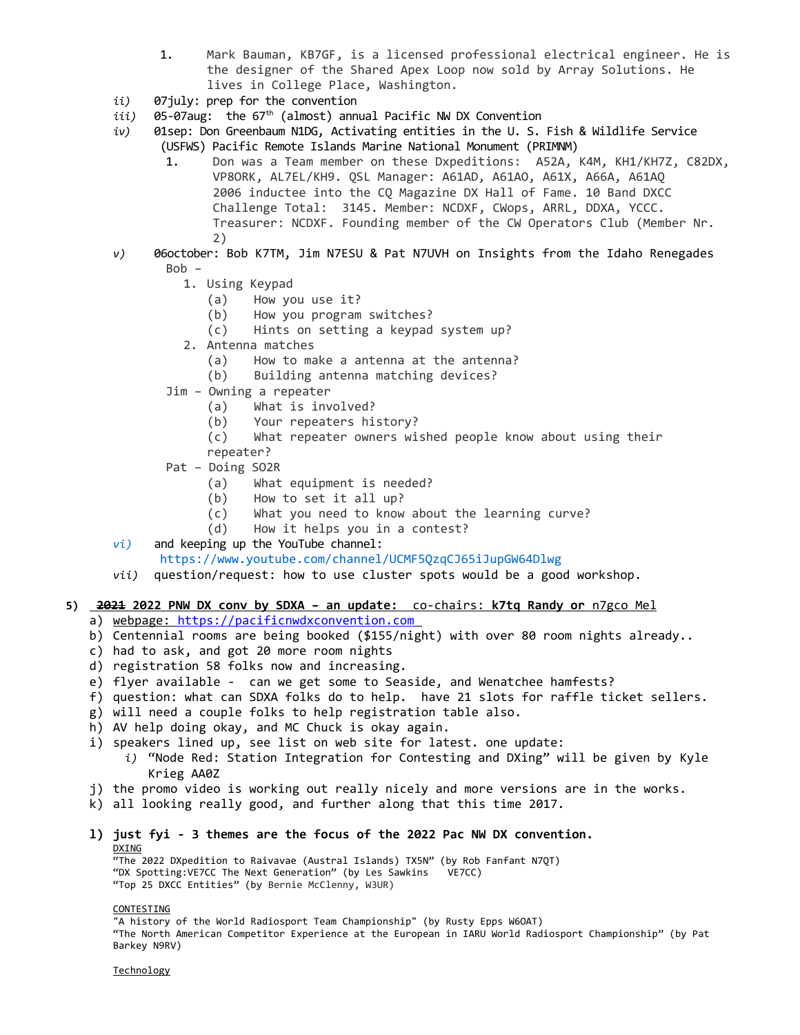1. Mark Bauman, KB7GF, is a licensed professional electrical engineer. He is the designer of the Shared Apex Loop now sold by Array Solutions. He lives in College Place, Washington.

ii) 07july: prep for the convention

iii) 05-07aug: the 67th (almost) annual Pacific NW DX Convention

iv) 01sep: Don Greenbaum N1DG, Activating entities in the U. S. Fish & Wildlife Service (USFWS) Pacific Remote Islands Marine National Monument (PRIMNM)

1. Don was a Team member on these Dxpeditions: A52A, K4M, KH1/KH7Z, C82DX, VP8ORK, AL7EL/KH9. QSL Manager: A61AD, A61AO, A61X, A66A, A61AQ 2006 inductee into the CQ Magazine DX Hall of Fame. 10 Band DXCC Challenge Total: 3145. Member: NCDXF, CWops, ARRL, DDXA, YCCC. Treasurer: NCDXF. Founding member of the CW Operators Club (Member Nr. 2)

v) 06october: Bob K7TM, Jim N7ESU & Pat N7UVH on Insights from the Idaho Renegades

Bob –

1. Using Keypad
   (a) How you use it?
   (b) How you program switches?
   (c) Hints on setting a keypad system up?
2. Antenna matches
   (a) How to make a antenna at the antenna?
   (b) Building antenna matching devices?

Jim – Owning a repeater
   (a) What is involved?
   (b) Your repeaters history?
   (c) What repeater owners wished people know about using their repeater?

Pat – Doing SO2R
   (a) What equipment is needed?
   (b) How to set it all up?
   (c) What you need to know about the learning curve?
   (d) How it helps you in a contest?

vi) and keeping up the YouTube channel: https://www.youtube.com/channel/UCMF5QzqCJ65iJupGW64Dlwg

vii) question/request: how to use cluster spots would be a good workshop.

5) **~~2021~~ 2022 PNW DX conv by SDXA – an update:** co-chairs: **k7tq Randy or** n7gco Mel

a) webpage: https://pacificnwdxconvention.com
b) Centennial rooms are being booked ($155/night) with over 80 room nights already..
c) had to ask, and got 20 more room nights
d) registration 58 folks now and increasing.
e) flyer available - can we get some to Seaside, and Wenatchee hamfests?
f) question: what can SDXA folks do to help. have 21 slots for raffle ticket sellers.
g) will need a couple folks to help registration table also.
h) AV help doing okay, and MC Chuck is okay again.
i) speakers lined up, see list on web site for latest. one update:
   i) "Node Red: Station Integration for Contesting and DXing" will be given by Kyle Krieg AA0Z
j) the promo video is working out really nicely and more versions are in the works.
k) all looking really good, and further along that this time 2017.

l) **just fyi - 3 themes are the focus of the 2022 Pac NW DX convention.**

DXING

"The 2022 DXpedition to Raivavae (Austral Islands) TX5N" (by Rob Fanfant N7QT)
"DX Spotting:VE7CC The Next Generation" (by Les Sawkins VE7CC)
"Top 25 DXCC Entities" (by Bernie McClenny, W3UR)

CONTESTING

"A history of the World Radiosport Team Championship" (by Rusty Epps W6OAT)
"The North American Competitor Experience at the European in IARU World Radiosport Championship" (by Pat Barkey N9RV)

Technology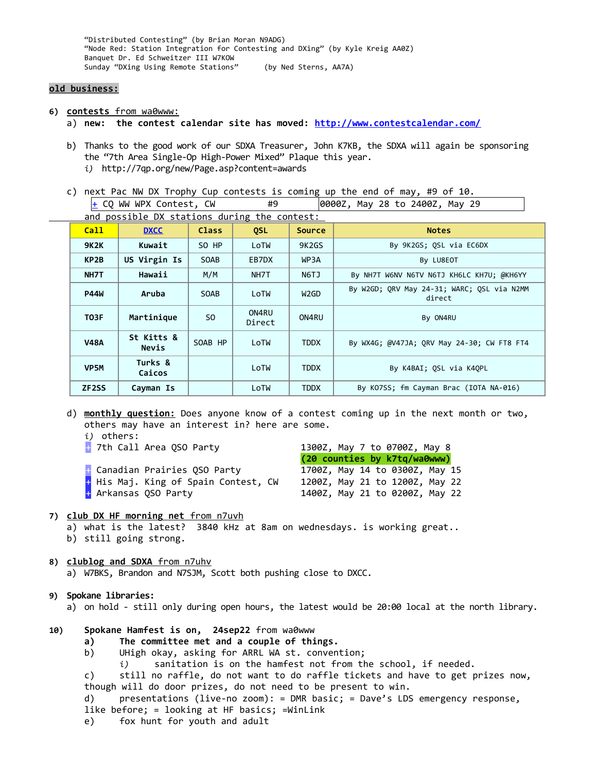"Distributed Contesting" (by Brian Moran N9ADG)
"Node Red: Station Integration for Contesting and DXing" (by Kyle Kreig AA0Z)
Banquet Dr. Ed Schweitzer III W7KOW
Sunday "DXing Using Remote Stations" (by Ned Sterns, AA7A)

**old business:**

6) **contests from wa0www:**
   a) **new: the contest calendar site has moved: http://www.contestcalendar.com/**

   b) Thanks to the good work of our SDXA Treasurer, John K7KB, the SDXA will again be sponsoring the "7th Area Single-Op High-Power Mixed" Plaque this year.
      i) http://7qp.org/new/Page.asp?content=awards

   c) next Pac NW DX Trophy Cup contests is coming up the end of may, #9 of 10.

| + CQ WW WPX Contest, CW | #9 | 0000Z, May 28 to 2400Z, May 29 |
|---|---|---|

and possible DX stations during the contest:

| Call | DXCC | Class | QSL | Source | Notes |
|---|---|---|---|---|---|
| 9K2K | Kuwait | SO HP | LoTW | 9K2GS | By 9K2GS; QSL via EC6DX |
| KP2B | US Virgin Is | SOAB | EB7DX | WP3A | By LU8EOT |
| NH7T | Hawaii | M/M | NH7T | N6TJ | By NH7T W6NV N6TV N6TJ KH6LC KH7U; @KH6YY |
| P44W | Aruba | SOAB | LoTW | W2GD | By W2GD; QRV May 24-31; WARC; QSL via N2MM direct |
| TO3F | Martinique | SO | ON4RU Direct | ON4RU | By ON4RU |
| V48A | St Kitts & Nevis | SOAB HP | LoTW | TDDX | By WX4G; @V47JA; QRV May 24-30; CW FT8 FT4 |
| VP5M | Turks & Caicos | | LoTW | TDDX | By K4BAI; QSL via K4QPL |
| ZF2SS | Cayman Is | | LoTW | TDDX | By KO7SS; fm Cayman Brac (IOTA NA-016) |

   d) **monthly question:** Does anyone know of a contest coming up in the next month or two, others may have an interest in? here are some.
      i) others:

| | |
|---|---|
| + 7th Call Area QSO Party | 1300Z, May 7 to 0700Z, May 8 **(20 counties by k7tq/wa0www)** |
| + Canadian Prairies QSO Party | 1700Z, May 14 to 0300Z, May 15 |
| + His Maj. King of Spain Contest, CW | 1200Z, May 21 to 1200Z, May 22 |
| + Arkansas QSO Party | 1400Z, May 21 to 0200Z, May 22 |

7) **club DX HF morning net** from n7uvh
   a) what is the latest? 3840 kHz at 8am on wednesdays. is working great..
   b) still going strong.

8) **clublog and SDXA** from n7uhv
   a) W7BKS, Brandon and N7SJM, Scott both pushing close to DXCC.

9) **Spokane libraries:**
   a) on hold - still only during open hours, the latest would be 20:00 local at the north library.

10) **Spokane Hamfest is on, 24sep22** from wa0www
   a) **The committee met and a couple of things.**
   b) UHigh okay, asking for ARRL WA st. convention;
      i) sanitation is on the hamfest not from the school, if needed.
   c) still no raffle, do not want to do raffle tickets and have to get prizes now, though will do door prizes, do not need to be present to win.
   d) presentations (live-no zoom): = DMR basic; = Dave's LDS emergency response, like before; = looking at HF basics; =WinLink
   e) fox hunt for youth and adult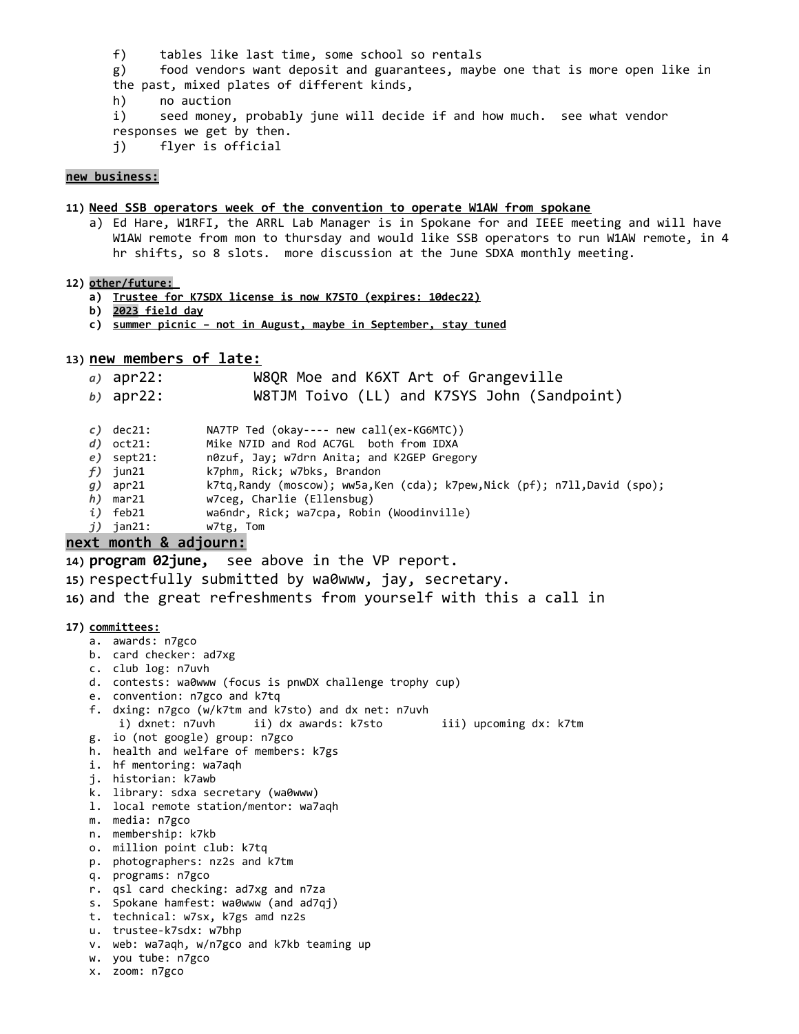f) tables like last time, some school so rentals

g) food vendors want deposit and guarantees, maybe one that is more open like in the past, mixed plates of different kinds,

h) no auction

i) seed money, probably june will decide if and how much. see what vendor responses we get by then.

j) flyer is official

**new business:**

11) **Need SSB operators week of the convention to operate W1AW from spokane**
    a) Ed Hare, W1RFI, the ARRL Lab Manager is in Spokane for and IEEE meeting and will have W1AW remote from mon to thursday and would like SSB operators to run W1AW remote, in 4 hr shifts, so 8 slots. more discussion at the June SDXA monthly meeting.

12) **other/future:**
    a) **Trustee for K7SDX license is now K7STO (expires: 10dec22)**
    b) **2023 field day**
    c) **summer picnic – not in August, maybe in September, stay tuned**

13) **new members of late:**
    *a)* apr22: W8QR Moe and K6XT Art of Grangeville
    *b)* apr22: W8TJM Toivo (LL) and K7SYS John (Sandpoint)
    *c)* dec21: NA7TP Ted (okay---- new call(ex-KG6MTC))
    *d)* oct21: Mike N7ID and Rod AC7GL both from IDXA
    *e)* sept21: n0zuf, Jay; w7drn Anita; and K2GEP Gregory
    *f)* jun21 k7phm, Rick; w7bks, Brandon
    *g)* apr21 k7tq,Randy (moscow); ww5a,Ken (cda); k7pew,Nick (pf); n7ll,David (spo);
    *h)* mar21 w7ceg, Charlie (Ellensbug)
    *i)* feb21 wa6ndr, Rick; wa7cpa, Robin (Woodinville)
    *j)* jan21: w7tg, Tom

**next month & adjourn:**

14) **program 02june,** see above in the VP report.
15) respectfully submitted by wa0www, jay, secretary.
16) and the great refreshments from yourself with this a call in

17) **committees:**
    a. awards: n7gco
    b. card checker: ad7xg
    c. club log: n7uvh
    d. contests: wa0www (focus is pnwDX challenge trophy cup)
    e. convention: n7gco and k7tq
    f. dxing: n7gco (w/k7tm and k7sto) and dx net: n7uvh
       i) dxnet: n7uvh ii) dx awards: k7sto iii) upcoming dx: k7tm
    g. io (not google) group: n7gco
    h. health and welfare of members: k7gs
    i. hf mentoring: wa7aqh
    j. historian: k7awb
    k. library: sdxa secretary (wa0www)
    l. local remote station/mentor: wa7aqh
    m. media: n7gco
    n. membership: k7kb
    o. million point club: k7tq
    p. photographers: nz2s and k7tm
    q. programs: n7gco
    r. qsl card checking: ad7xg and n7za
    s. Spokane hamfest: wa0www (and ad7qj)
    t. technical: w7sx, k7gs amd nz2s
    u. trustee-k7sdx: w7bhp
    v. web: wa7aqh, w/n7gco and k7kb teaming up
    w. you tube: n7gco
    x. zoom: n7gco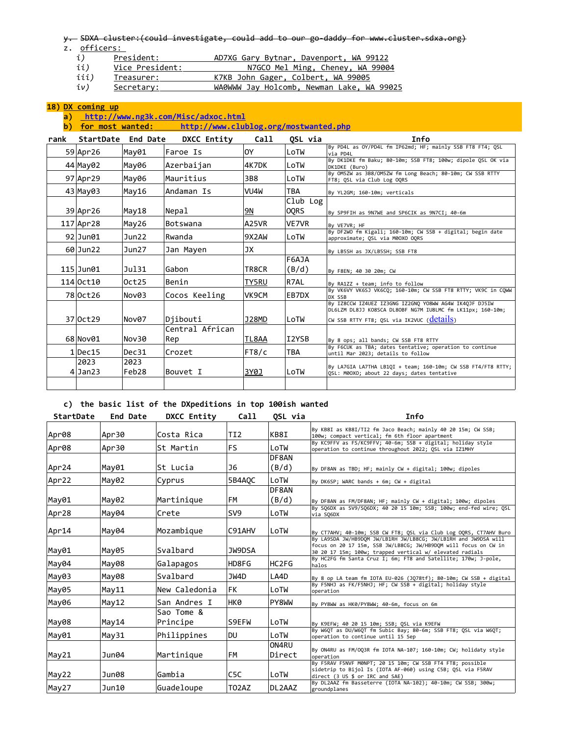y. ~~SDXA cluster:(could investigate, could add to our go-daddy for www.cluster.sdxa.org)~~

z. officers:

   i) President: AD7XG Gary Bytnar, Davenport, WA 99122
   ii) Vice President: N7GCO Mel Ming, Cheney, WA 99004
   iii) Treasurer: K7KB John Gager, Colbert, WA 99005
   iv) Secretary: WA0WWW Jay Holcomb, Newman Lake, WA 99025

## 18) DX coming up

a) http://www.ng3k.com/Misc/adxoc.html

b) for most wanted: http://www.clublog.org/mostwanted.php

| rank | StartDate | End Date | DXCC Entity | Call | QSL via | Info |
|---|---|---|---|---|---|---|
| 59 | Apr26 | May01 | Faroe Is | OY | LoTW | By PD4L as OY/PD4L fm IP62md; HF; mainly SSB FT8 FT4; QSL via PD4L |
| 44 | May02 | May06 | Azerbaijan | 4K7DK | LoTW | By DK1DKE fm Baku; 80-10m; SSB FT8; 100w; dipole QSL OK via DK1DKE (Buro) |
| 97 | Apr29 | May06 | Mauritius | 3B8 | LoTW | By OM5ZW as 3B8/OM5ZW fm Long Beach; 80-10m; CW SSB RTTY FT8; QSL via Club Log OQRS |
| 43 | May03 | May16 | Andaman Is | VU4W | TBA | By YL2GM; 160-10m; verticals |
| 39 | Apr26 | May18 | Nepal | 9N | Club Log OQRS | By SP9FIH as 9N7WE and SP6CIK as 9N7CI; 40-6m |
| 117 | Apr28 | May26 | Botswana | A25VR | VE7VR | By VE7VR; HF |
| 92 | Jun01 | Jun22 | Rwanda | 9X2AW | LoTW | By DF2WO fm Kigali; 160-10m; CW SSB + digital; begin date approximate; QSL via M0OXO OQRS |
| 60 | Jun22 | Jun27 | Jan Mayen | JX | | By LB5SH as JX/LB5SH; SSB FT8 |
| 115 | Jun01 | Jul31 | Gabon | TR8CR | F6AJA (B/d) | By F8EN; 40 30 20m; CW |
| 114 | Oct10 | Oct25 | Benin | TY5RU | R7AL | By RA1ZZ + team; info to follow |
| 78 | Oct26 | Nov03 | Cocos Keeling | VK9CM | EB7DX | By VK6VY VK6SJ VK6CQ; 160-10m; CW SSB FT8 RTTY; VK9C in CQWW DX SSB |
| 37 | Oct29 | Nov07 | Djibouti | J28MD | LoTW | By IZ8CCW IZ4UEZ IZ3GNG IZ2GNQ YO8WW AG4W IK4QJF DJ5IW DL6LZM DL8JJ KO8SCA DL8OBF NG7M IU8LMC fm LK11px; 160-10m; CW SSB RTTY FT8; QSL via IK2VUC (details) |
| 68 | Nov01 | Nov30 | Central African Rep | TL8AA | I2YSB | By 8 ops; all bands; CW SSB FT8 RTTY |
| 1 | Dec15 | Dec31 | Crozet | FT8/c | TBA | By F6CUK as TBA; dates tentative; operation to continue until Mar 2023; details to follow |
| 4 | 2023 Jan23 | 2023 Feb28 | Bouvet I | 3Y0J | LoTW | By LA7GIA LA7THA LB1QI + team; 160-10m; CW SSB FT4/FT8 RTTY; QSL: M0OXO; about 22 days; dates tentative |
| | | | | | | |

c) the basic list of the DXpeditions in top 100ish wanted

| StartDate | End Date | DXCC Entity | Call | QSL via | Info |
|---|---|---|---|---|---|
| Apr08 | Apr30 | Costa Rica | TI2 | KB8I | By KB8I as KB8I/TI2 fm Jaco Beach; mainly 40 20 15m; CW SSB; 100w; compact vertical; fm 6th floor apartment |
| Apr08 | Apr30 | St Martin | FS | LoTW | By KC9FFV as FS/KC9FFV; 40-6m; SSB + digital; holiday style operation to continue throughout 2022; QSL via IZ1MHY |
| Apr24 | May01 | St Lucia | J6 | DF8AN (B/d) | By DF8AN as TBD; HF; mainly CW + digital; 100w; dipoles |
| Apr22 | May02 | Cyprus | 5B4AQC | LoTW | By DK6SP; WARC bands + 6m; CW + digital |
| May01 | May02 | Martinique | FM | DF8AN (B/d) | By DF8AN as FM/DF8AN; HF; mainly CW + digital; 100w; dipoles |
| Apr28 | May04 | Crete | SV9 | LoTW | By SQ6DX as SV9/SQ6DX; 40 20 15 10m; SSB; 100w; end-fed wire; QSL via SQ6DX |
| Apr14 | May04 | Mozambique | C91AHV | LoTW | By CT7AHV; 40-10m; SSB CW FT8; QSL via Club Log OQRS, CT7AHV Buro |
| May01 | May05 | Svalbard | JW9DSA | | By LA9SDA JW/HB9DQM JW/LB1RH JW/LB8CG; JW/LB1RH and JW9DSA will focus on 20 17 15m, SSB JW/LB8CG; JW/HB9DQM will focus on CW in 30 20 17 15m; 100w; trapped vertical w/ elevated radials |
| May04 | May08 | Galapagos | HD8FG | HC2FG | By HC2FG fm Santa Cruz I; 6m; FT8 and Satellite; 170w; J-pole, halos |
| May03 | May08 | Svalbard | JW4D | LA4D | By 8 op LA team fm IOTA EU-026 (JQ78tf); 80-10m; CW SSB + digital |
| May05 | May11 | New Caledonia | FK | LoTW | By F5NHJ as FK/F5NHJ; HF; CW SSB + digital; holiday style operation |
| May06 | May12 | San Andres I | HK0 | PY8WW | By PY8WW as HK0/PY8WW; 40-6m, focus on 6m |
| May08 | May14 | Sao Tome & Principe | S9EFW | LoTW | By K9EFW; 40 20 15 10m; SSB; QSL via K9EFW |
| May01 | May31 | Philippines | DU | LoTW | By W6QT as DU/W6QT fm Subic Bay; 80-6m; SSB FT8; QSL via W6QT; operation to continue until 15 Sep |
| May21 | Jun04 | Martinique | FM | ON4RU Direct | By ON4RU as FM/OQ3R fm IOTA NA-107; 160-10m; CW; holiday style operation |
| May22 | Jun08 | Gambia | C5C | LoTW | By F5RAV F5NVF M0NPT; 20 15 10m; CW SSB FT4 FT8; possible sidetrip to Bijol Is (IOTA AF-060) using C5B; QSL via F5RAV direct (3 US $ or IRC and SAE) |
| May27 | Jun10 | Guadeloupe | TO2AZ | DL2AAZ | By DL2AAZ fm Basseterre (IOTA NA-102); 40-10m; CW SSB; 300w; groundplanes |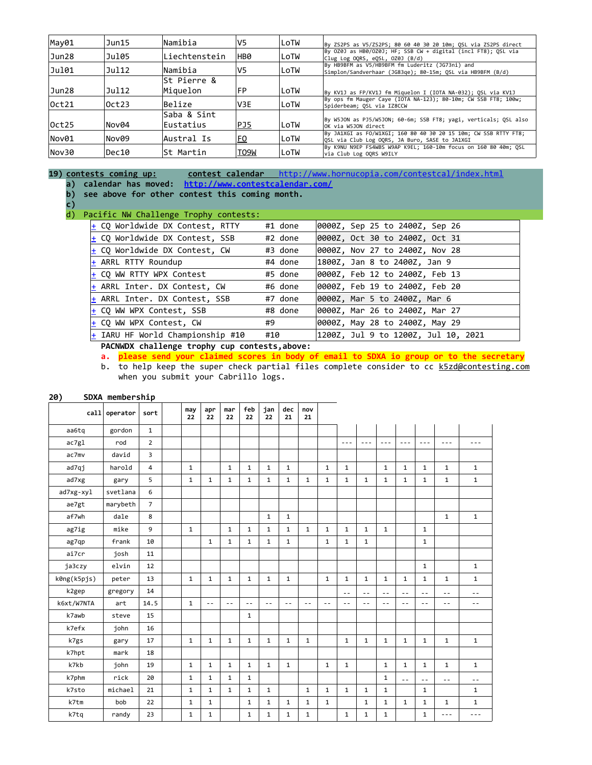| | | | | | |
|---|---|---|---|---|---|
| May01 | Jun15 | Namibia | V5 | LoTW | By ZS2PS as V5/ZS2PS; 80 60 40 30 20 10m; QSL via ZS2PS direct |
| Jun28 | Jul05 | Liechtenstein | HB0 | LoTW | By OZ0J as HB0/OZ0J; HF; SSB CW + digital (incl FT8); QSL via Clug Log OQRS, eQSL, OZ0J (B/d) |
| Jul01 | Jul12 | Namibia | V5 | LoTW | By HB9BFM as V5/HB9BFM fm Luderitz (JG73ni) and Simplon/Sandverhaar (JG83qe); 80-15m; QSL via HB9BFM (B/d) |
| Jun28 | Jul12 | St Pierre & Miquelon | FP | LoTW | By KV1J as FP/KV1J fm Miquelon I (IOTA NA-032); QSL via KV1J |
| Oct21 | Oct23 | Belize | V3E | LoTW | By ops fm Mauger Caye (IOTA NA-123); 80-10m; CW SSB FT8; 100w; Spiderbeam; QSL via IZ8CCW |
| Oct25 | Nov04 | Saba & Sint Eustatius | PJ5 | LoTW | By W5JON as PJ5/W5JON; 60-6m; SSB FT8; yagi, verticals; QSL also OK via W5JON direct |
| Nov01 | Nov09 | Austral Is | FO | LoTW | By JA1XGI as FO/W1XGI; 160 80 40 30 20 15 10m; CW SSB RTTY FT8; QSL via Club Log OQRS, JA Buro, SASE to JA1XGI |
| Nov30 | Dec10 | St Martin | TO9W | LoTW | By K9NU N9EP FS4WBS W9AP K9EL; 160-10m focus on 160 80 40m; QSL via Club Log OQRS W9ILY |

**19) contests coming up: contest calendar** http://www.hornucopia.com/contestcal/index.html

a) calendar has moved: http://www.contestcalendar.com/

b) see above for other contest this coming month.

c)

d) Pacific NW Challenge Trophy contests:

| | | |
|---|---|---|
| + CQ Worldwide DX Contest, RTTY | #1 done | 0000Z, Sep 25 to 2400Z, Sep 26 |
| + CQ Worldwide DX Contest, SSB | #2 done | 0000Z, Oct 30 to 2400Z, Oct 31 |
| + CQ Worldwide DX Contest, CW | #3 done | 0000Z, Nov 27 to 2400Z, Nov 28 |
| + ARRL RTTY Roundup | #4 done | 1800Z, Jan 8 to 2400Z, Jan 9 |
| + CQ WW RTTY WPX Contest | #5 done | 0000Z, Feb 12 to 2400Z, Feb 13 |
| + ARRL Inter. DX Contest, CW | #6 done | 0000Z, Feb 19 to 2400Z, Feb 20 |
| + ARRL Inter. DX Contest, SSB | #7 done | 0000Z, Mar 5 to 2400Z, Mar 6 |
| + CQ WW WPX Contest, SSB | #8 done | 0000Z, Mar 26 to 2400Z, Mar 27 |
| + CQ WW WPX Contest, CW | #9 | 0000Z, May 28 to 2400Z, May 29 |
| + IARU HF World Championship #10 | #10 | 1200Z, Jul 9 to 1200Z, Jul 10, 2021 |

**PACNWDX challenge trophy cup contests,above:**

a. **please send your claimed scores in body of email to SDXA io group or to the secretary**

b. to help keep the super check partial files complete consider to cc k5zd@contesting.com when you submit your Cabrillo logs.

**20) SDXA membership**

| call | operator | sort | | may 22 | apr 22 | mar 22 | feb 22 | jan 22 | dec 21 | nov 21 | | | | | | | | |
|---|---|---|---|---|---|---|---|---|---|---|---|---|---|---|---|---|---|---|
| aa6tq | gordon | 1 | | | | | | | | | | | | | | | | |
| ac7gl | rod | 2 | | | | | | | | | | --- | --- | --- | --- | --- | --- | --- |
| ac7mv | david | 3 | | | | | | | | | | | | | | | | |
| ad7qj | harold | 4 | | 1 | | 1 | 1 | 1 | 1 | | 1 | 1 | | 1 | 1 | 1 | 1 | 1 |
| ad7xg | gary | 5 | | 1 | 1 | 1 | 1 | 1 | 1 | 1 | 1 | 1 | 1 | 1 | 1 | 1 | 1 | 1 |
| ad7xg-xyl | svetlana | 6 | | | | | | | | | | | | | | | | |
| ae7gt | marybeth | 7 | | | | | | | | | | | | | | | | |
| af7wh | dale | 8 | | | | | | 1 | 1 | | | | | | | | 1 | 1 |
| ag7ig | mike | 9 | | 1 | | 1 | 1 | 1 | 1 | 1 | 1 | 1 | 1 | 1 | | 1 | | |
| ag7qp | frank | 10 | | | 1 | 1 | 1 | 1 | 1 | | 1 | 1 | 1 | | | 1 | | |
| ai7cr | josh | 11 | | | | | | | | | | | | | | | | |
| ja3czy | elvin | 12 | | | | | | | | | | | | | | 1 | | 1 |
| k0ng(k5pjs) | peter | 13 | | 1 | 1 | 1 | 1 | 1 | 1 | | 1 | 1 | 1 | 1 | 1 | 1 | 1 | 1 |
| k2gep | gregory | 14 | | | | | | | | | | -- | -- | -- | -- | -- | -- | -- |
| k6xt/W7NTA | art | 14.5 | | 1 | -- | -- | -- | -- | -- | -- | -- | -- | -- | -- | -- | -- | -- | -- |
| k7awb | steve | 15 | | | | | 1 | | | | | | | | | | | |
| k7efx | john | 16 | | | | | | | | | | | | | | | | |
| k7gs | gary | 17 | | 1 | 1 | 1 | 1 | 1 | 1 | 1 | | 1 | 1 | 1 | 1 | 1 | 1 | 1 |
| k7hpt | mark | 18 | | | | | | | | | | | | | | | | |
| k7kb | john | 19 | | 1 | 1 | 1 | 1 | 1 | 1 | | 1 | 1 | | 1 | 1 | 1 | 1 | 1 |
| k7phm | rick | 20 | | 1 | 1 | 1 | 1 | | | | | | | 1 | -- | -- | -- | -- |
| k7sto | michael | 21 | | 1 | 1 | 1 | 1 | 1 | | 1 | 1 | 1 | 1 | 1 | | 1 | | 1 |
| k7tm | bob | 22 | | 1 | 1 | | 1 | 1 | 1 | 1 | 1 | | 1 | 1 | 1 | 1 | 1 | 1 |
| k7tq | randy | 23 | | 1 | 1 | | 1 | 1 | 1 | 1 | | 1 | 1 | 1 | | 1 | --- | --- |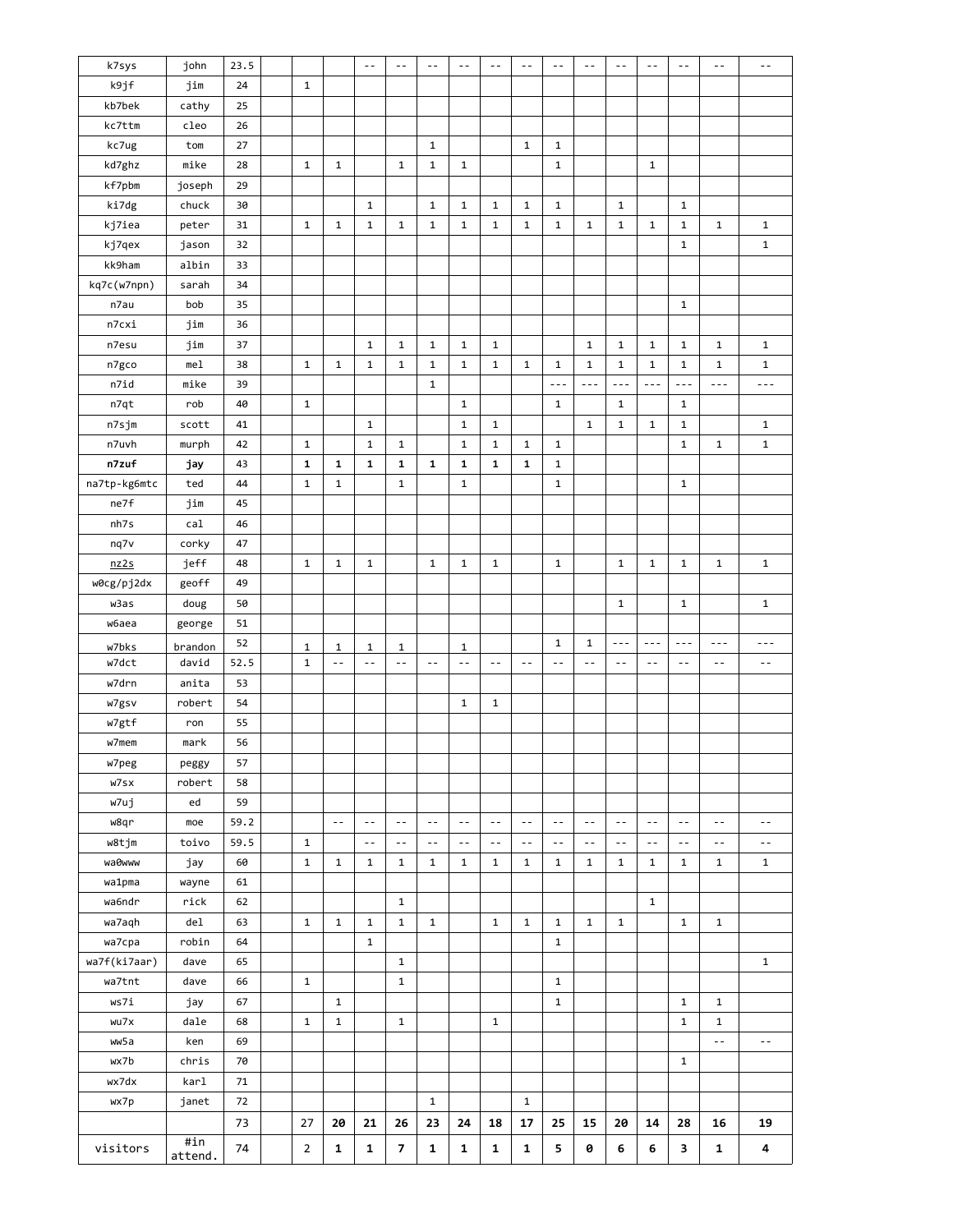| | | | | | | | | | | | | | | | | | | |
|---|---|---|---|---|---|---|---|---|---|---|---|---|---|---|---|---|---|---|
| k7sys | john | 23.5 | | | | -- | -- | -- | -- | -- | -- | -- | -- | -- | -- | -- | -- | -- |
| k9jf | jim | 24 | | 1 | | | | | | | | | | | | | | |
| kb7bek | cathy | 25 | | | | | | | | | | | | | | | | |
| kc7ttm | cleo | 26 | | | | | | | | | | | | | | | | |
| kc7ug | tom | 27 | | | | | | 1 | | | 1 | 1 | | | | | | |
| kd7ghz | mike | 28 | | 1 | 1 | | 1 | 1 | 1 | | | 1 | | | 1 | | | |
| kf7pbm | joseph | 29 | | | | | | | | | | | | | | | | |
| ki7dg | chuck | 30 | | | | 1 | | 1 | 1 | 1 | 1 | 1 | | 1 | | 1 | | |
| kj7iea | peter | 31 | | 1 | 1 | 1 | 1 | 1 | 1 | 1 | 1 | 1 | 1 | 1 | 1 | 1 | 1 | 1 |
| kj7qex | jason | 32 | | | | | | | | | | | | | | 1 | | 1 |
| kk9ham | albin | 33 | | | | | | | | | | | | | | | | |
| kq7c(w7npn) | sarah | 34 | | | | | | | | | | | | | | | | |
| n7au | bob | 35 | | | | | | | | | | | | | | 1 | | |
| n7cxi | jim | 36 | | | | | | | | | | | | | | | | |
| n7esu | jim | 37 | | | | 1 | 1 | 1 | 1 | 1 | | | 1 | 1 | 1 | 1 | 1 | 1 |
| n7gco | mel | 38 | | 1 | 1 | 1 | 1 | 1 | 1 | 1 | 1 | 1 | 1 | 1 | 1 | 1 | 1 | 1 |
| n7id | mike | 39 | | | | | | 1 | | | | --- | --- | --- | --- | --- | --- | --- |
| n7qt | rob | 40 | | 1 | | | | | 1 | | | 1 | | 1 | | 1 | | |
| n7sjm | scott | 41 | | | | 1 | | | 1 | 1 | | | 1 | 1 | 1 | 1 | | 1 |
| n7uvh | murph | 42 | | 1 | | 1 | 1 | | 1 | 1 | 1 | 1 | | | | 1 | 1 | 1 |
| **n7zuf** | **jay** | 43 | | **1** | **1** | **1** | **1** | **1** | **1** | **1** | **1** | 1 | | | | | | |
| na7tp-kg6mtc | ted | 44 | | 1 | 1 | | 1 | | 1 | | | 1 | | | | 1 | | |
| ne7f | jim | 45 | | | | | | | | | | | | | | | | |
| nh7s | cal | 46 | | | | | | | | | | | | | | | | |
| nq7v | corky | 47 | | | | | | | | | | | | | | | | |
| nz2s | jeff | 48 | | 1 | 1 | 1 | | 1 | 1 | 1 | | 1 | | 1 | 1 | 1 | 1 | 1 |
| w0cg/pj2dx | geoff | 49 | | | | | | | | | | | | | | | | |
| w3as | doug | 50 | | | | | | | | | | | | 1 | | 1 | | 1 |
| w6aea | george | 51 | | | | | | | | | | | | | | | | |
| w7bks | brandon | 52 | | 1 | 1 | 1 | 1 | | 1 | | | 1 | 1 | --- | --- | --- | --- | --- |
| w7dct | david | 52.5 | | 1 | -- | -- | -- | -- | -- | -- | -- | -- | -- | -- | -- | -- | -- | -- |
| w7drn | anita | 53 | | | | | | | | | | | | | | | | |
| w7gsv | robert | 54 | | | | | | | 1 | 1 | | | | | | | | |
| w7gtf | ron | 55 | | | | | | | | | | | | | | | | |
| w7mem | mark | 56 | | | | | | | | | | | | | | | | |
| w7peg | peggy | 57 | | | | | | | | | | | | | | | | |
| w7sx | robert | 58 | | | | | | | | | | | | | | | | |
| w7uj | ed | 59 | | | | | | | | | | | | | | | | |
| w8qr | moe | 59.2 | | | -- | -- | -- | -- | -- | -- | -- | -- | -- | -- | -- | -- | -- | -- |
| w8tjm | toivo | 59.5 | | 1 | | -- | -- | -- | -- | -- | -- | -- | -- | -- | -- | -- | -- | -- |
| wa0www | jay | 60 | | 1 | 1 | 1 | 1 | 1 | 1 | 1 | 1 | 1 | 1 | 1 | 1 | 1 | 1 | 1 |
| wa1pma | wayne | 61 | | | | | | | | | | | | | | | | |
| wa6ndr | rick | 62 | | | | | 1 | | | | | | | | 1 | | | |
| wa7aqh | del | 63 | | 1 | 1 | 1 | 1 | 1 | | 1 | 1 | 1 | 1 | 1 | | 1 | 1 | |
| wa7cpa | robin | 64 | | | | 1 | | | | | | 1 | | | | | | |
| wa7f(ki7aar) | dave | 65 | | | | | 1 | | | | | | | | | | | 1 |
| wa7tnt | dave | 66 | | 1 | | | 1 | | | | | 1 | | | | | | |
| ws7i | jay | 67 | | | 1 | | | | | | | 1 | | | | 1 | 1 | |
| wu7x | dale | 68 | | 1 | 1 | | 1 | | | 1 | | | | | | 1 | 1 | |
| ww5a | ken | 69 | | | | | | | | | | | | | | | -- | -- |
| wx7b | chris | 70 | | | | | | | | | | | | | | 1 | | |
| wx7dx | karl | 71 | | | | | | | | | | | | | | | | |
| wx7p | janet | 72 | | | | | | 1 | | | 1 | | | | | | | |
| | | 73 | | 27 | **20** | **21** | **26** | **23** | **24** | **18** | **17** | **25** | **15** | **20** | **14** | **28** | **16** | **19** |
| visitors | #in attend. | 74 | | 2 | **1** | **1** | **7** | **1** | **1** | **1** | **1** | **5** | **0** | **6** | **6** | **3** | **1** | **4** |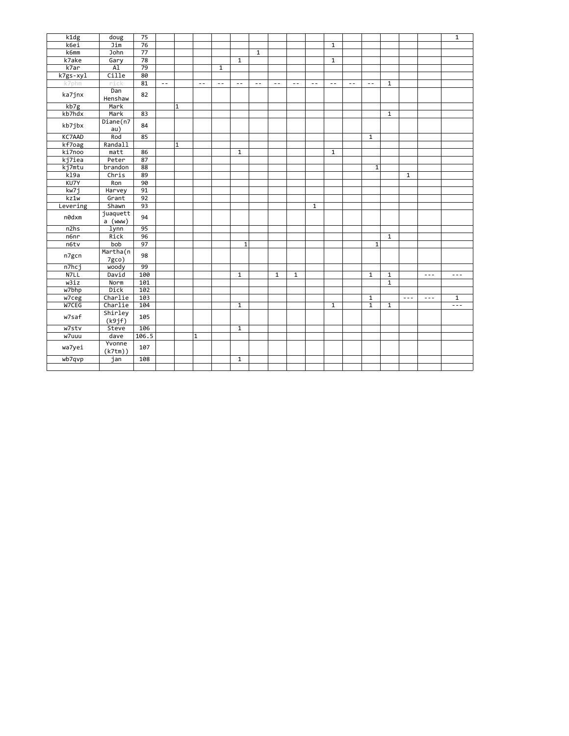| | | | | | | | | | | | | | | | | | | |
|---|---|---|---|---|---|---|---|---|---|---|---|---|---|---|---|---|---|---|
| k1dg | doug | 75 | | | | | | | | | | | | | | | | 1 |
| k6ei | Jim | 76 | | | | | | | | | | 1 | | | | | | |
| k6mm | John | 77 | | | | | | 1 | | | | | | | | | | |
| k7ake | Gary | 78 | | | | | 1 | | | | | 1 | | | | | | |
| k7ar | Al | 79 | | | | 1 | | | | | | | | | | | | |
| k7gs-xyl | Cille | 80 | | | | | | | | | | | | | | | | |
| k7phm | rick | 81 | -- | | -- | -- | -- | -- | -- | -- | -- | -- | -- | -- | 1 | | | |
| ka7jnx | Dan Henshaw | 82 | | | | | | | | | | | | | | | | |
| kb7g | Mark | | | 1 | | | | | | | | | | | | | | |
| kb7hdx | Mark | 83 | | | | | | | | | | | | | 1 | | | |
| kb7jbx | Diane(n7au) | 84 | | | | | | | | | | | | | | | | |
| KC7AAD | Rod | 85 | | | | | | | | | | | | 1 | | | | |
| kf7oag | Randall | | | 1 | | | | | | | | | | | | | | |
| ki7noo | matt | 86 | | | | | 1 | | | | | 1 | | | | | | |
| kj7iea | Peter | 87 | | | | | | | | | | | | | | | | |
| kj7mtu | brandon | 88 | | | | | | | | | | | | 1 | | | | |
| kl9a | Chris | 89 | | | | | | | | | | | | | | 1 | | |
| KU7Y | Ron | 90 | | | | | | | | | | | | | | | | |
| kw7j | Harvey | 91 | | | | | | | | | | | | | | | | |
| kz1w | Grant | 92 | | | | | | | | | | | | | | | | |
| Levering | Shawn | 93 | | | | | | | | | 1 | | | | | | | |
| n0dxm | juaquetta (www) | 94 | | | | | | | | | | | | | | | | |
| n2hs | lynn | 95 | | | | | | | | | | | | | | | | |
| n6nr | Rick | 96 | | | | | | | | | | | | | 1 | | | |
| n6tv | bob | 97 | | | | | 1 | | | | | | | 1 | | | | |
| n7gcn | Martha(n7gco) | 98 | | | | | | | | | | | | | | | | |
| n7hcj | woody | 99 | | | | | | | | | | | | | | | | |
| N7LL | David | 100 | | | | | 1 | | 1 | 1 | | | | 1 | 1 | | --- | --- |
| w3iz | Norm | 101 | | | | | | | | | | | | | 1 | | | |
| w7bhp | Dick | 102 | | | | | | | | | | | | | | | | |
| w7ceg | Charlie | 103 | | | | | | | | | | | | 1 | | --- | --- | 1 |
| W7CEG | Charlie | 104 | | | | | 1 | | | | | 1 | | 1 | 1 | | | --- |
| w7saf | Shirley (k9jf) | 105 | | | | | | | | | | | | | | | | |
| w7stv | Steve | 106 | | | | | 1 | | | | | | | | | | | |
| w7uuu | dave | 106.5 | | | 1 | | | | | | | | | | | | | |
| wa7yei | Yvonne (k7tm)) | 107 | | | | | | | | | | | | | | | | |
| wb7qvp | jan | 108 | | | | | 1 | | | | | | | | | | | |
| | | | | | | | | | | | | | | | | | | |